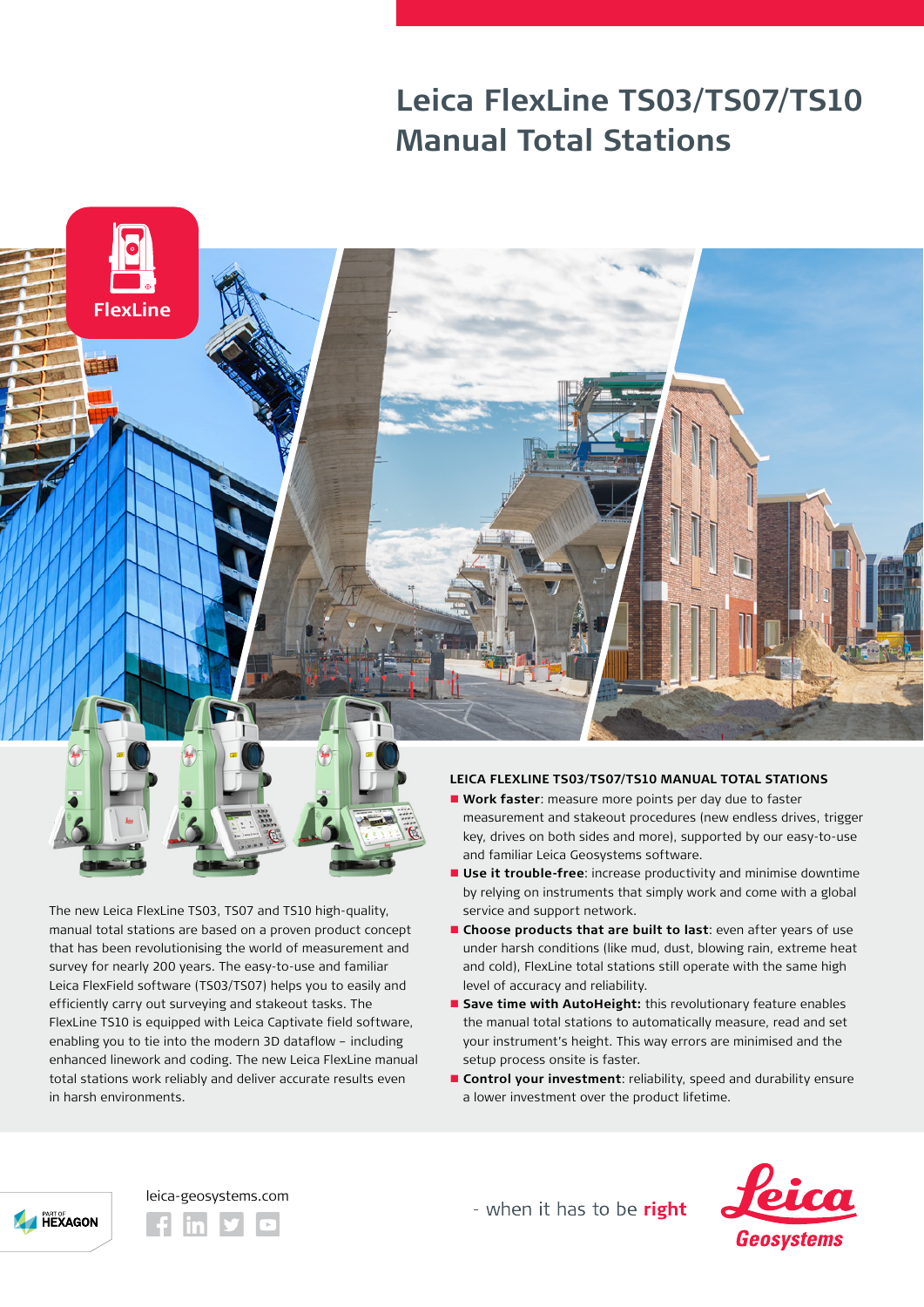# Leica FlexLine TS03/TS07/TS10 Manual Total Stations

FlexLine

The new Leica FlexLine TS03, TS07 and TS10 high-quality, manual total stations are based on a proven product concept that has been revolutionising the world of measurement and survey for nearly 200 years. The easy-to-use and familiar Leica FlexField software (TS03/TS07) helps you to easily and efficiently carry out surveying and stakeout tasks. The FlexLine TS10 is equipped with Leica Captivate field software, enabling you to tie into the modern 3D dataflow – including enhanced linework and coding. The new Leica FlexLine manual total stations work reliably and deliver accurate results even in harsh environments.

## LEICA FLEXLINE TS03/TS07/TS10 MANUAL TOTAL STATIONS

- **Work faster**: measure more points per day due to faster measurement and stakeout procedures (new endless drives, trigger key, drives on both sides and more), supported by our easy-to-use and familiar Leica Geosystems software.
- **Use it trouble-free**: increase productivity and minimise downtime by relying on instruments that simply work and come with a global service and support network.
- **Choose products that are built to last**: even after years of use under harsh conditions (like mud, dust, blowing rain, extreme heat and cold), FlexLine total stations still operate with the same high level of accuracy and reliability.
- **Save time with AutoHeight:** this revolutionary feature enables the manual total stations to automatically measure, read and set your instrument's height. This way errors are minimised and the setup process onsite is faster.
- **Control your investment**: reliability, speed and durability ensure a lower investment over the product lifetime.

PART OF HEXAGON

leica-geosystems.com

- when it has to be **right**

Leica Geosystems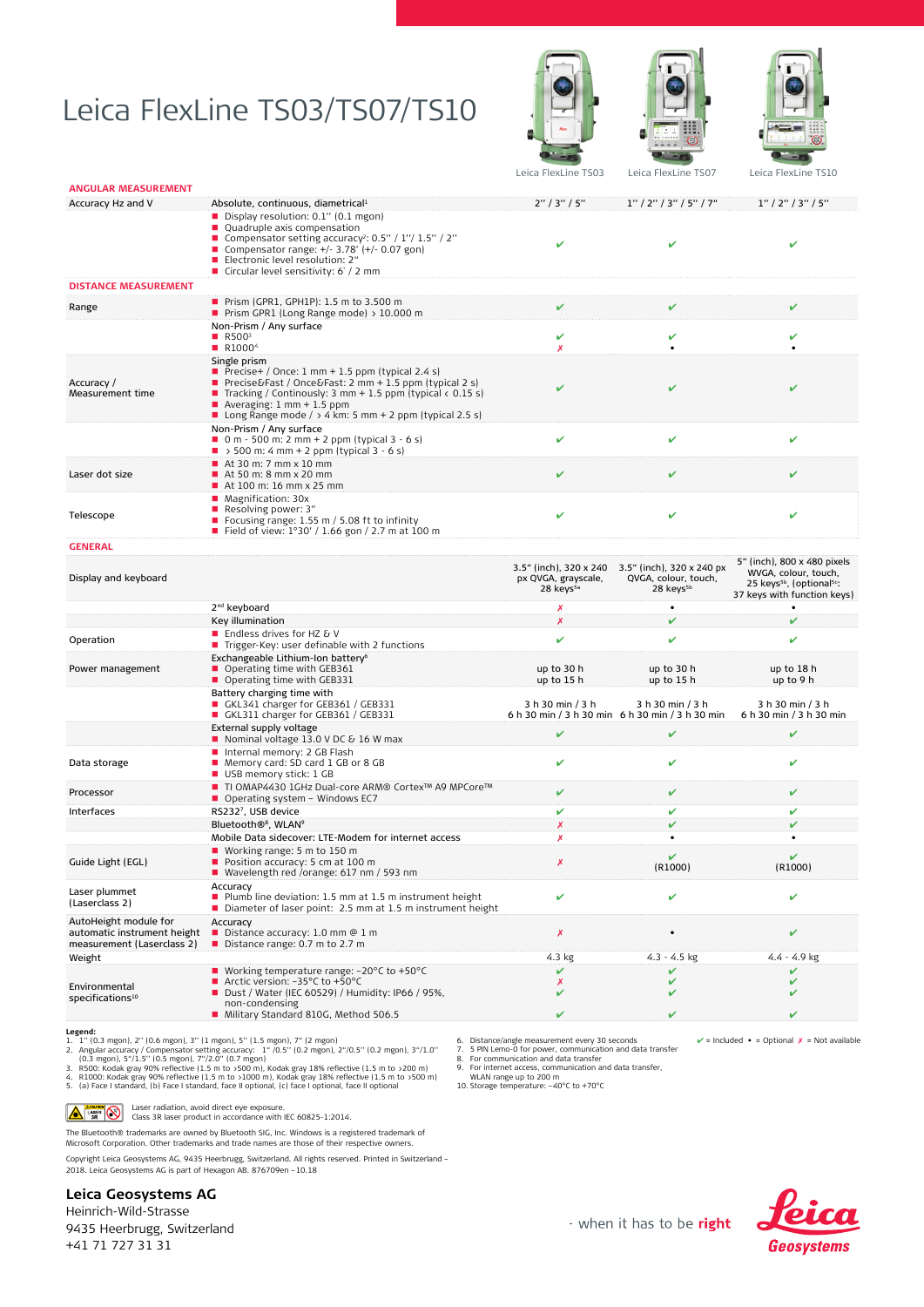# Leica FlexLine TS03/TS07/TS10

| | | Leica FlexLine TS03 | Leica FlexLine TS07 | Leica FlexLine TS10 |
|---|---|---|---|---|
| **ANGULAR MEASUREMENT** | | | | |
| Accuracy Hz and V | Absolute, continuous, diametrical[1] | 2" / 3" / 5" | 1" / 2" / 3" / 5" / 7" | 1" / 2" / 3" / 5" |
| | ■ Display resolution: 0.1" (0.1 mgon)<br>■ Quadruple axis compensation<br>■ Compensator setting accuracy[2]: 0.5" / 1"/ 1.5" / 2"<br>■ Compensator range: +/- 3.78' (+/- 0.07 gon)<br>■ Electronic level resolution: 2"<br>■ Circular level sensitivity: 6' / 2 mm | ✔ | ✔ | ✔ |
| **DISTANCE MEASUREMENT** | | | | |
| Range | ■ Prism (GPR1, GPH1P): 1.5 m to 3.500 m<br>■ Prism GPR1 (Long Range mode) > 10.000 m | ✔ | ✔ | ✔ |
| | Non-Prism / Any surface<br>■ R500[3]<br>■ R1000[4] | ✔<br>✗ | ✔<br>• | ✔<br>• |
| Accuracy / Measurement time | Single prism<br>■ Precise+ / Once: 1 mm + 1.5 ppm (typical 2.4 s)<br>■ Precise&Fast / Once&Fast: 2 mm + 1.5 ppm (typical 2 s)<br>■ Tracking / Continously: 3 mm + 1.5 ppm (typical < 0.15 s)<br>■ Averaging: 1 mm + 1.5 ppm<br>■ Long Range mode / > 4 km: 5 mm + 2 ppm (typical 2.5 s) | ✔ | ✔ | ✔ |
| | Non-Prism / Any surface<br>■ 0 m - 500 m: 2 mm + 2 ppm (typical 3 - 6 s)<br>■ > 500 m: 4 mm + 2 ppm (typical 3 - 6 s) | ✔ | ✔ | ✔ |
| Laser dot size | ■ At 30 m: 7 mm x 10 mm<br>■ At 50 m: 8 mm x 20 mm<br>■ At 100 m: 16 mm x 25 mm | ✔ | ✔ | ✔ |
| Telescope | ■ Magnification: 30x<br>■ Resolving power: 3"<br>■ Focusing range: 1.55 m / 5.08 ft to infinity<br>■ Field of view: 1°30' / 1.66 gon / 2.7 m at 100 m | ✔ | ✔ | ✔ |
| **GENERAL** | | | | |
| Display and keyboard | | 3.5" (inch), 320 x 240 px QVGA, grayscale, 28 keys[5a] | 3.5" (inch), 320 x 240 px QVGA, colour, touch, 28 keys[5b] | 5" (inch), 800 x 480 pixels WVGA, colour, touch, 25 keys[5b], (optional[5c]: 37 keys with function keys) |
| | 2nd keyboard | ✗ | • | • |
| | Key illumination | ✗ | ✔ | ✔ |
| Operation | ■ Endless drives for HZ & V<br>■ Trigger-Key: user definable with 2 functions | ✔ | ✔ | ✔ |
| Power management | Exchangeable Lithium-Ion battery[6]<br>■ Operating time with GEB361<br>■ Operating time with GEB331 | up to 30 h<br>up to 15 h | up to 30 h<br>up to 15 h | up to 18 h<br>up to 9 h |
| | Battery charging time with<br>■ GKL341 charger for GEB361 / GEB331<br>■ GKL311 charger for GEB361 / GEB331 | 3 h 30 min / 3 h<br>6 h 30 min / 3 h 30 min | 3 h 30 min / 3 h<br>6 h 30 min / 3 h 30 min | 3 h 30 min / 3 h<br>6 h 30 min / 3 h 30 min |
| | External supply voltage<br>■ Nominal voltage 13.0 V DC & 16 W max | ✔ | ✔ | ✔ |
| Data storage | ■ Internal memory: 2 GB Flash<br>■ Memory card: SD card 1 GB or 8 GB<br>■ USB memory stick: 1 GB | ✔ | ✔ | ✔ |
| Processor | ■ TI OMAP4430 1GHz Dual-core ARM® Cortex™ A9 MPCore™<br>■ Operating system – Windows EC7 | ✔ | ✔ | ✔ |
| Interfaces | RS232[7], USB device | ✔ | ✔ | ✔ |
| | Bluetooth®[8], WLAN[9] | ✗ | ✔ | ✔ |
| | Mobile Data sidecover: LTE-Modem for internet access | ✗ | • | • |
| Guide Light (EGL) | ■ Working range: 5 m to 150 m<br>■ Position accuracy: 5 cm at 100 m<br>■ Wavelength red /orange: 617 nm / 593 nm | ✗ | ✔<br>(R1000) | ✔<br>(R1000) |
| Laser plummet (Laserclass 2) | Accuracy<br>■ Plumb line deviation: 1.5 mm at 1.5 m instrument height<br>■ Diameter of laser point: 2.5 mm at 1.5 m instrument height | ✔ | ✔ | ✔ |
| AutoHeight module for automatic instrument height measurement (Laserclass 2) | Accuracy<br>■ Distance accuracy: 1.0 mm @ 1 m<br>■ Distance range: 0.7 m to 2.7 m | ✗ | • | ✔ |
| Weight | | 4.3 kg | 4.3 - 4.5 kg | 4.4 - 4.9 kg |
| Environmental specifications[10] | ■ Working temperature range: –20°C to +50°C<br>■ Arctic version: –35°C to +50°C<br>■ Dust / Water (IEC 60529) / Humidity: IP66 / 95%, non-condensing<br>■ Military Standard 810G, Method 506.5 | ✔<br>✗<br>✔<br>✔ | ✔<br>✔<br>✔<br>✔ | ✔<br>✔<br>✔<br>✔ |

**Legend:**

1. 1" (0.3 mgon), 2" (0.6 mgon), 3" (1 mgon), 5" (1.5 mgon), 7" (2 mgon)
2. Angular accuracy / Compensator setting accuracy: 1" /0.5" (0.2 mgon), 2"/0.5" (0.2 mgon), 3"/1.0" (0.3 mgon), 5"/1.5" (0.5 mgon), 7"/2.0" (0.7 mgon)
3. R500: Kodak gray 90% reflective (1.5 m to >500 m), Kodak gray 18% reflective (1.5 m to >200 m)
4. R1000: Kodak gray 90% reflective (1.5 m to >1000 m), Kodak gray 18% reflective (1.5 m to >500 m)
5. (a) Face I standard, (b) Face I standard, face II optional, (c) face I optional, face II optional
6. Distance/angle measurement every 30 seconds
7. 5 PIN Lemo-0 for power, communication and data transfer
8. For communication and data transfer
9. For internet access, communication and data transfer, WLAN range up to 200 m
10. Storage temperature: –40°C to +70°C

✔ = Included • = Optional ✗ = Not available

Laser radiation, avoid direct eye exposure.
Class 3R laser product in accordance with IEC 60825-1:2014.

The Bluetooth® trademarks are owned by Bluetooth SIG, Inc. Windows is a registered trademark of Microsoft Corporation. Other trademarks and trade names are those of their respective owners.

Copyright Leica Geosystems AG, 9435 Heerbrugg, Switzerland. All rights reserved. Printed in Switzerland – 2018. Leica Geosystems AG is part of Hexagon AB. 876709en –10.18

**Leica Geosystems AG**
Heinrich-Wild-Strasse
9435 Heerbrugg, Switzerland
+41 71 727 31 31

- when it has to be **right**

Leica Geosystems